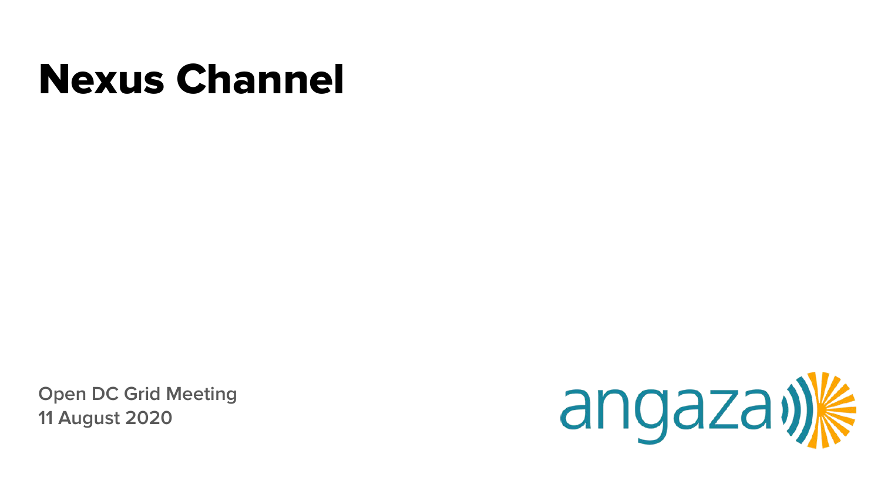# Nexus Channel

Open DC Grid Meeting
11 August 2020

angaza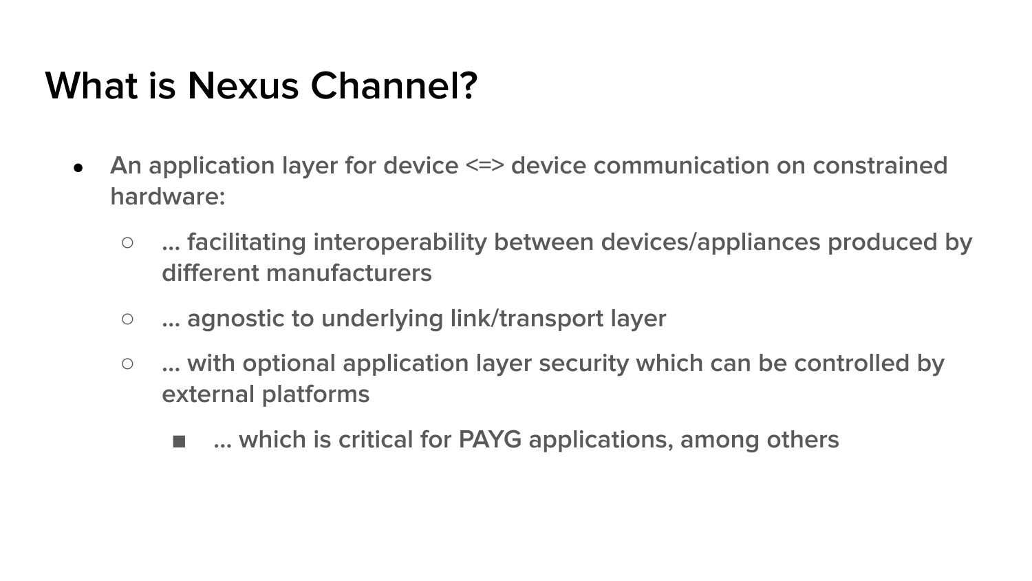# What is Nexus Channel?

- An application layer for device <=> device communication on constrained hardware:
  - ... facilitating interoperability between devices/appliances produced by different manufacturers
  - ... agnostic to underlying link/transport layer
  - ... with optional application layer security which can be controlled by external platforms
    - ... which is critical for PAYG applications, among others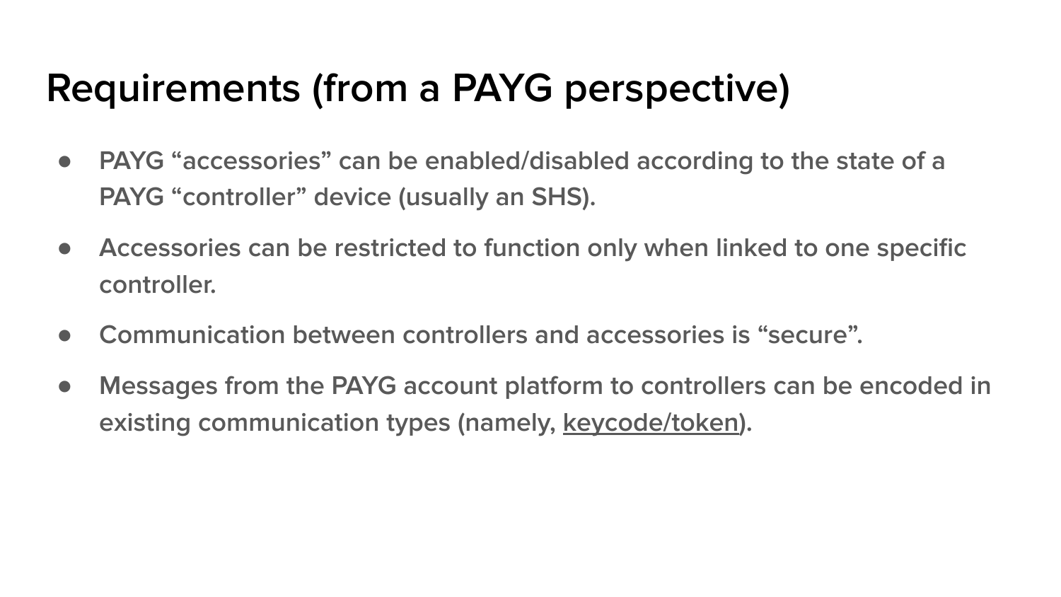# Requirements (from a PAYG perspective)

- PAYG “accessories” can be enabled/disabled according to the state of a PAYG “controller” device (usually an SHS).
- Accessories can be restricted to function only when linked to one specific controller.
- Communication between controllers and accessories is “secure”.
- Messages from the PAYG account platform to controllers can be encoded in existing communication types (namely, keycode/token).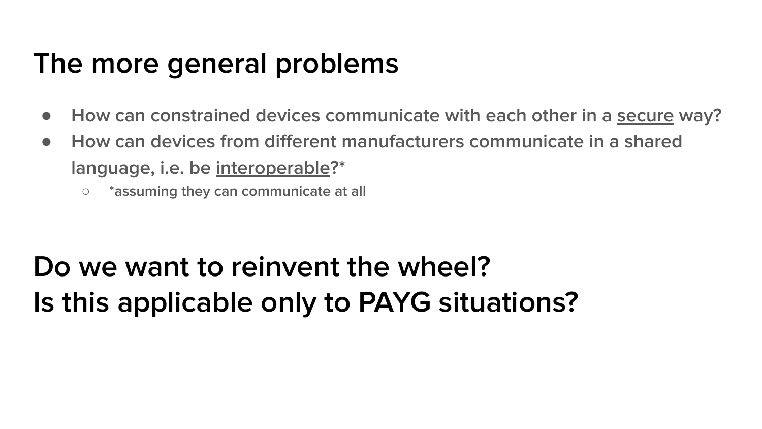# The more general problems

- How can constrained devices communicate with each other in a secure way?
- How can devices from different manufacturers communicate in a shared language, i.e. be interoperable?*
  - *assuming they can communicate at all

# Do we want to reinvent the wheel?
# Is this applicable only to PAYG situations?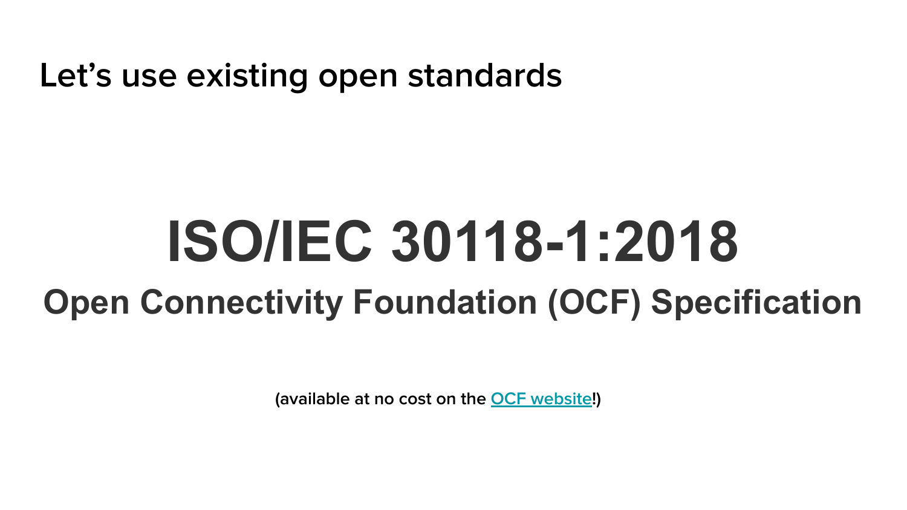# Let's use existing open standards

## ISO/IEC 30118-1:2018

### Open Connectivity Foundation (OCF) Specification

**(available at no cost on the OCF website!)**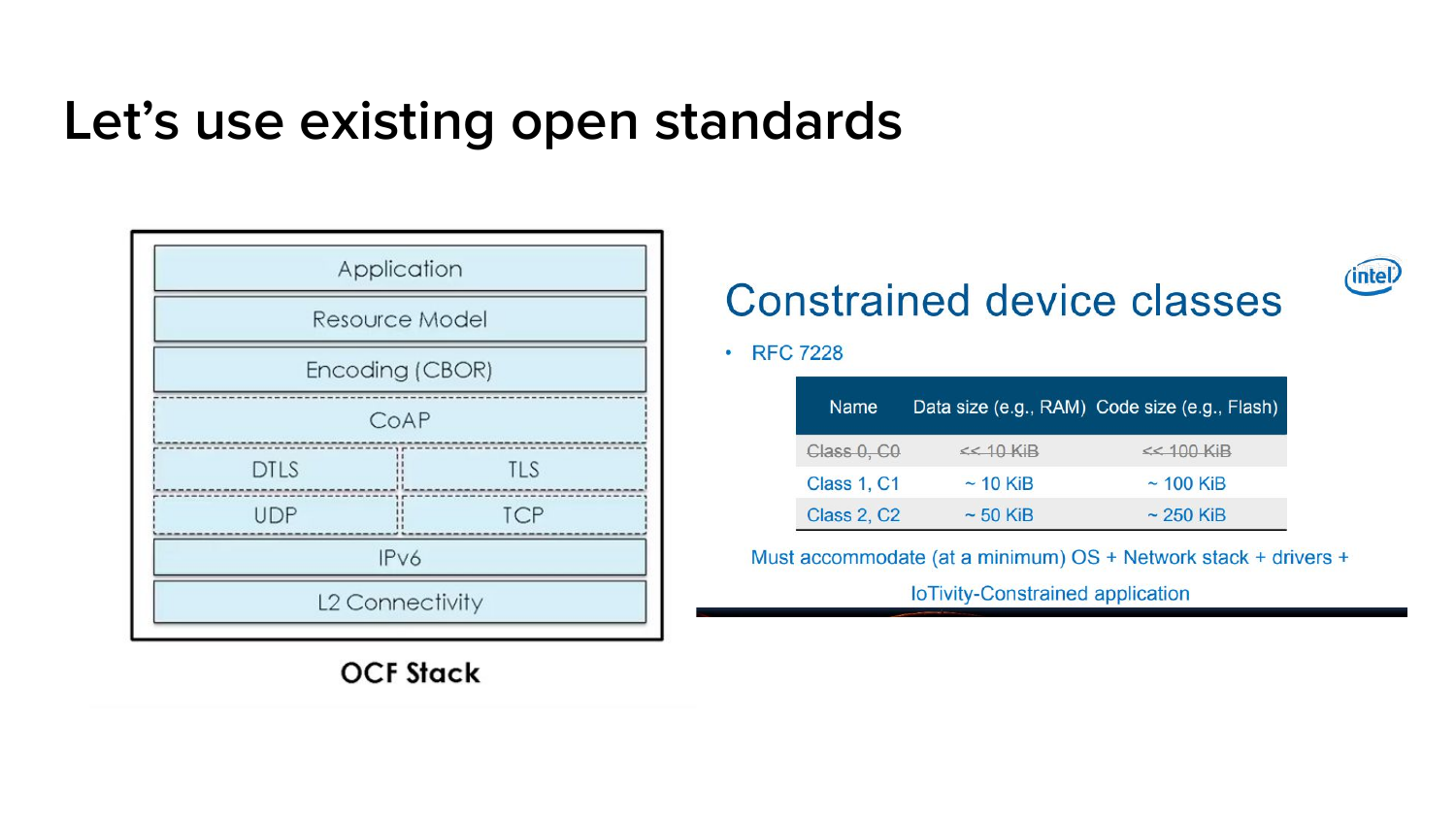# Let's use existing open standards

| Application | |
|---|---|
| Resource Model | |
| Encoding (CBOR) | |
| CoAP | |
| DTLS | TLS |
| UDP | TCP |
| IPv6 | |
| L2 Connectivity | |

OCF Stack

## Constrained device classes

- RFC 7228

| Name | Data size (e.g., RAM) | Code size (e.g., Flash) |
|---|---|---|
| ~~Class 0, C0~~ | ~~<< 10 KiB~~ | ~~<< 100 KiB~~ |
| Class 1, C1 | ~ 10 KiB | ~ 100 KiB |
| Class 2, C2 | ~ 50 KiB | ~ 250 KiB |

Must accommodate (at a minimum) OS + Network stack + drivers + IoTivity-Constrained application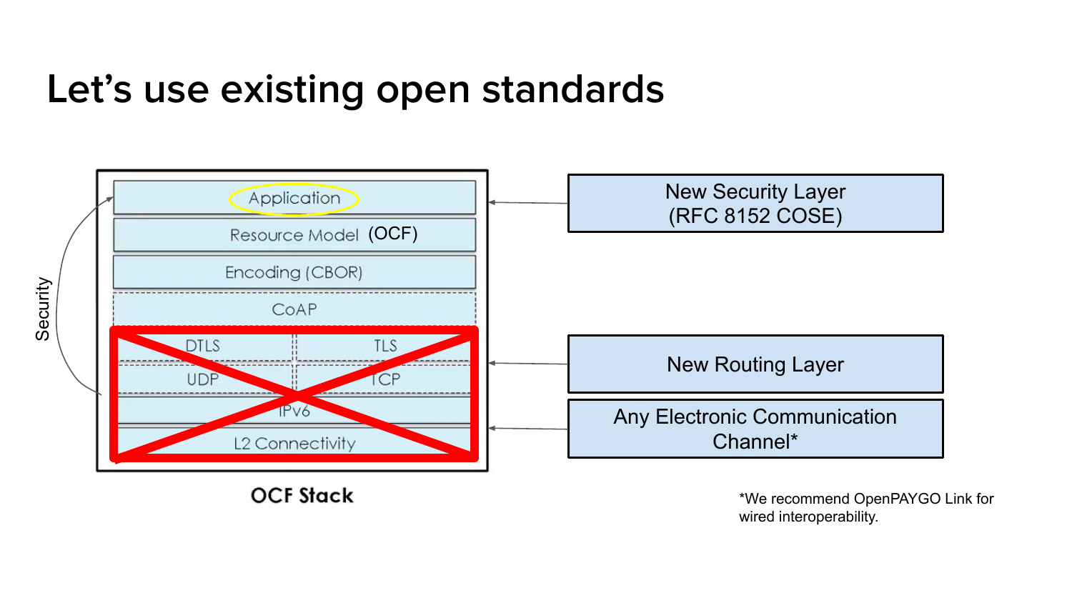# Let's use existing open standards

**OCF Stack**

- Application
- Resource Model (OCF)
- Encoding (CBOR)
- CoAP
- ~~DTLS | TLS~~
- ~~UDP | TCP~~
- ~~IPv6~~
- ~~L2 Connectivity~~

Security

New Security Layer
(RFC 8152 COSE)

New Routing Layer

Any Electronic Communication Channel*

*We recommend OpenPAYGO Link for wired interoperability.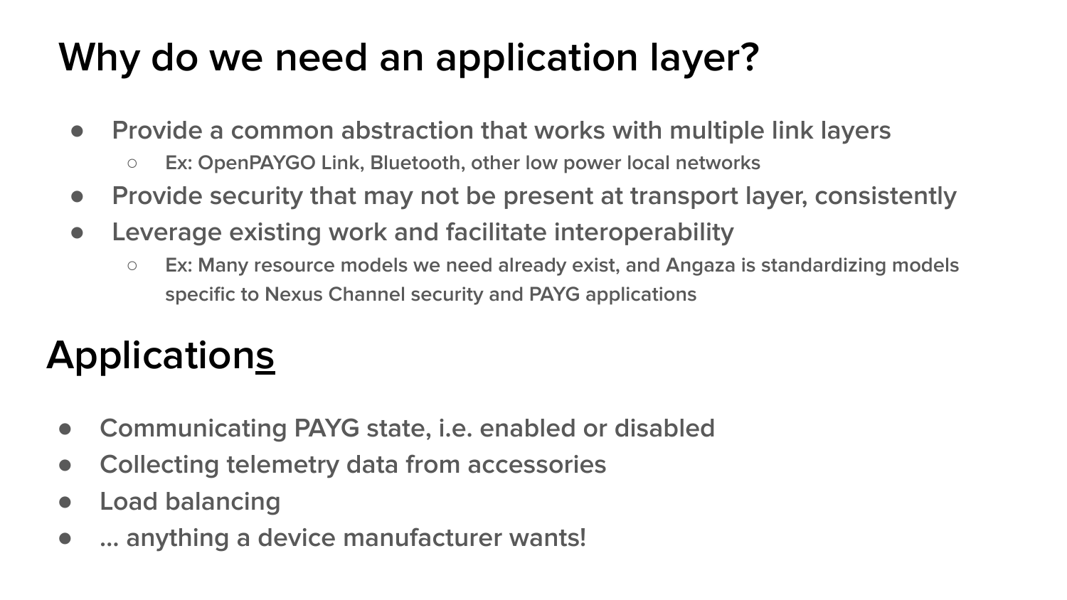# Why do we need an application layer?

- Provide a common abstraction that works with multiple link layers
  - Ex: OpenPAYGO Link, Bluetooth, other low power local networks
- Provide security that may not be present at transport layer, consistently
- Leverage existing work and facilitate interoperability
  - Ex: Many resource models we need already exist, and Angaza is standardizing models specific to Nexus Channel security and PAYG applications

# Applications

- Communicating PAYG state, i.e. enabled or disabled
- Collecting telemetry data from accessories
- Load balancing
- ... anything a device manufacturer wants!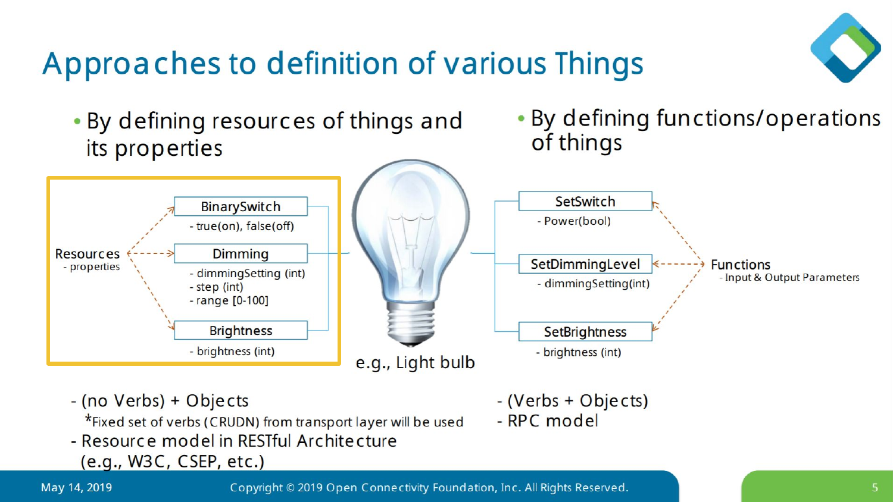# Approaches to definition of various Things

- By defining resources of things and its properties

Resources
- properties

**BinarySwitch**
- true(on), false(off)

**Dimming**
- dimmingSetting (int)
- step (int)
- range [0-100]

**Brightness**
- brightness (int)

e.g., Light bulb

- By defining functions/operations of things

Functions
- Input & Output Parameters

**SetSwitch**
- Power(bool)

**SetDimmingLevel**
- dimmingSetting(int)

**SetBrightness**
- brightness (int)

- (no Verbs) + Objects
  *Fixed set of verbs (CRUDN) from transport layer will be used
- Resource model in RESTful Architecture (e.g., W3C, CSEP, etc.)

- (Verbs + Objects)
- RPC model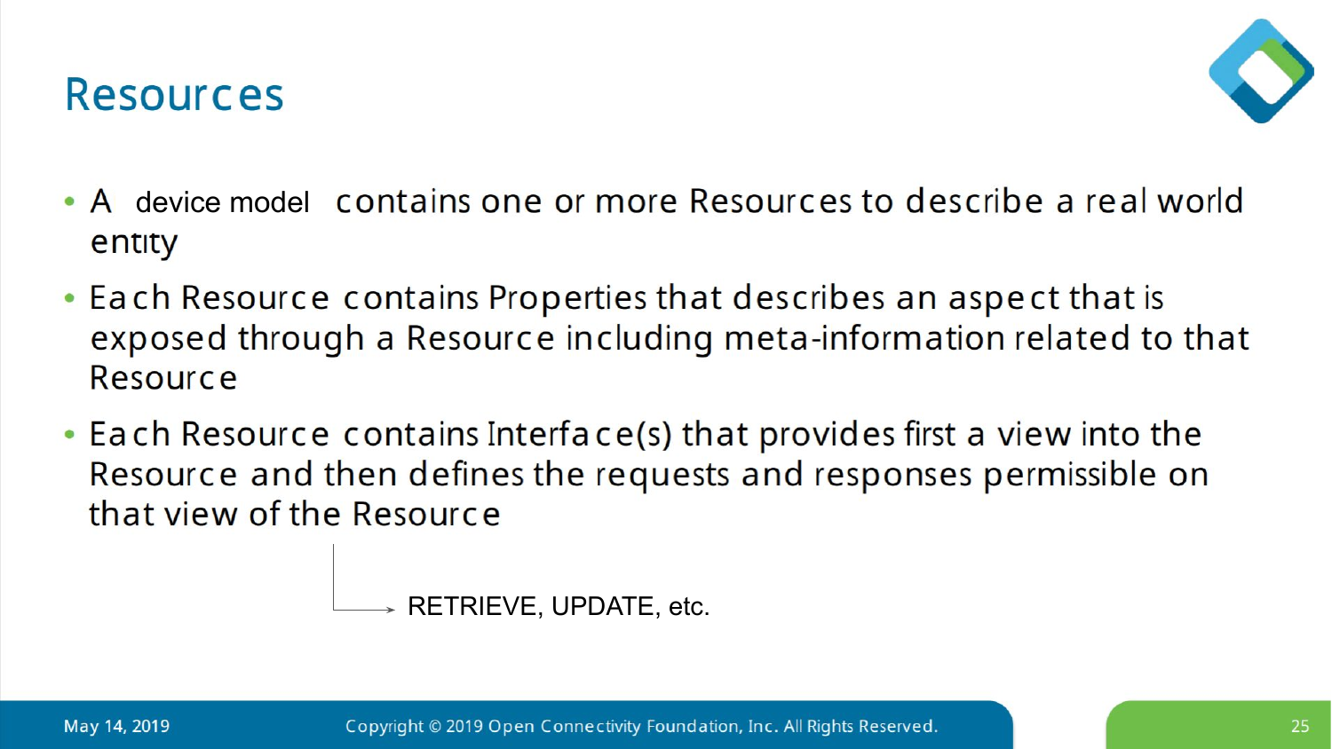# Resources

- A device model contains one or more Resources to describe a real world entity
- Each Resource contains Properties that describes an aspect that is exposed through a Resource including meta-information related to that Resource
- Each Resource contains Interface(s) that provides first a view into the Resource and then defines the requests and responses permissible on that view of the Resource

→ RETRIEVE, UPDATE, etc.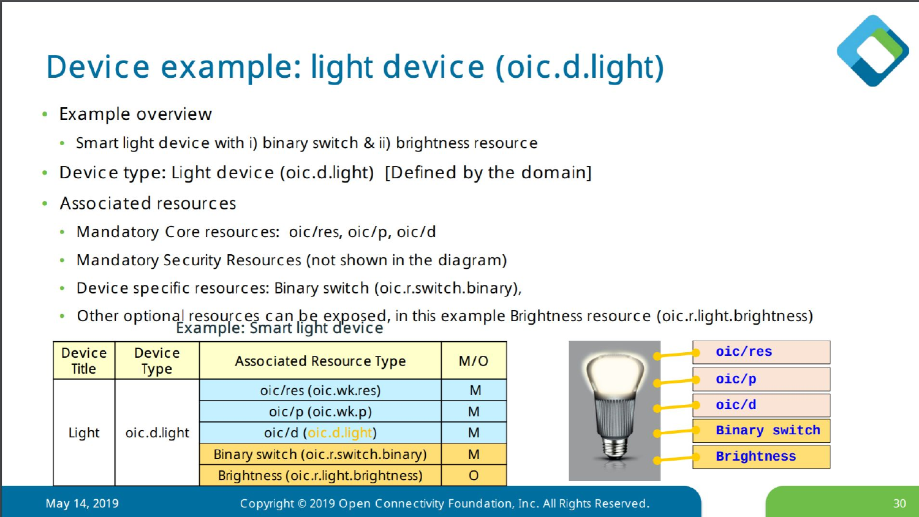# Device example: light device (oic.d.light)

- Example overview
  - Smart light device with i) binary switch & ii) brightness resource
- Device type: Light device (oic.d.light) [Defined by the domain]
- Associated resources
  - Mandatory Core resources: oic/res, oic/p, oic/d
  - Mandatory Security Resources (not shown in the diagram)
  - Device specific resources: Binary switch (oic.r.switch.binary),
  - Other optional resources can be exposed, in this example Brightness resource (oic.r.light.brightness)

Example: Smart light device

| Device Title | Device Type | Associated Resource Type | M/O |
|---|---|---|---|
| Light | oic.d.light | oic/res (oic.wk.res) | M |
| | | oic/p (oic.wk.p) | M |
| | | oic/d (oic.d.light) | M |
| | | Binary switch (oic.r.switch.binary) | M |
| | | Brightness (oic.r.light.brightness) | O |

- oic/res
- oic/p
- oic/d
- Binary switch
- Brightness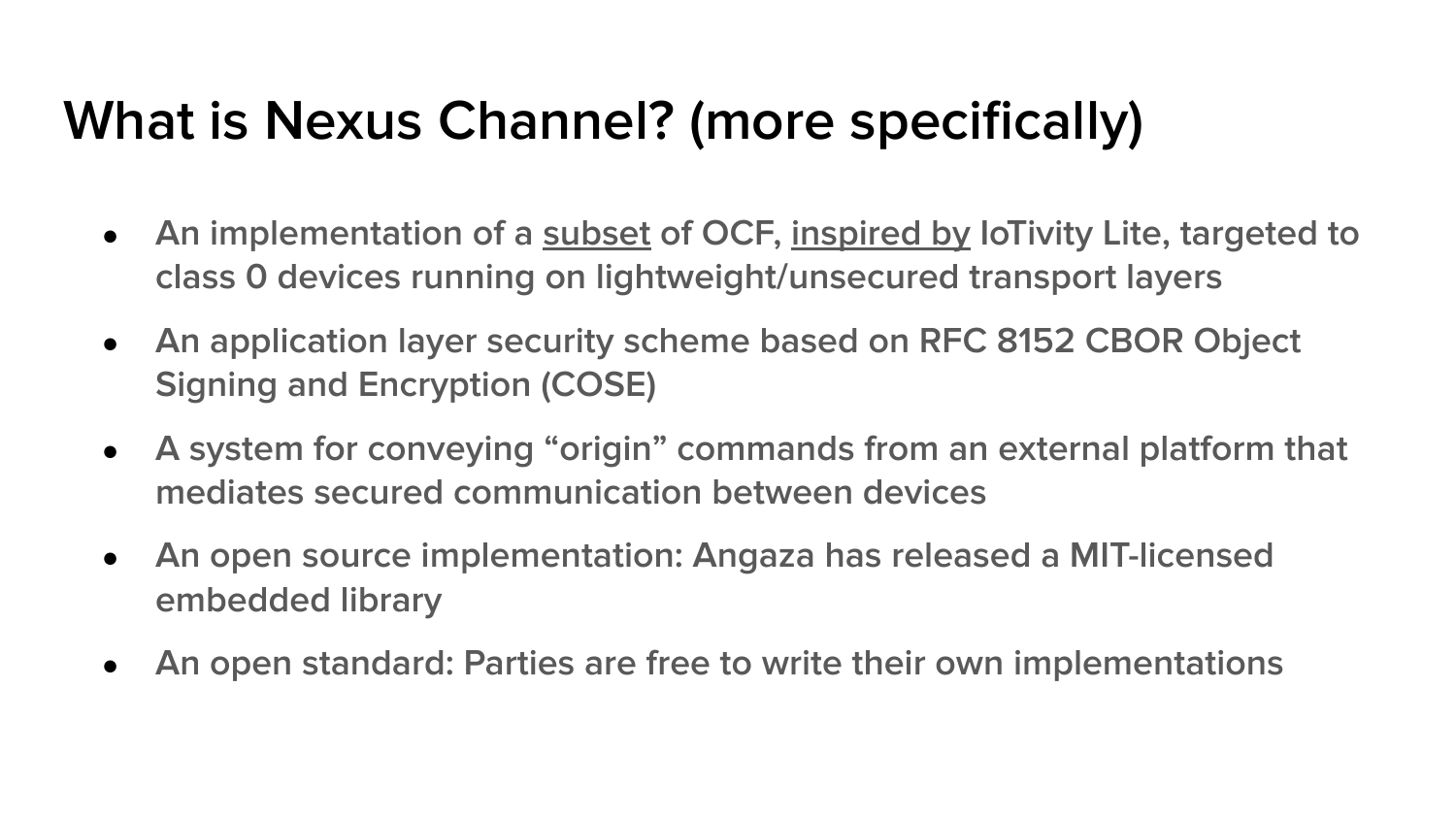# What is Nexus Channel? (more specifically)

- An implementation of a <u>subset</u> of OCF, <u>inspired by</u> IoTivity Lite, targeted to class 0 devices running on lightweight/unsecured transport layers
- An application layer security scheme based on RFC 8152 CBOR Object Signing and Encryption (COSE)
- A system for conveying "origin" commands from an external platform that mediates secured communication between devices
- An open source implementation: Angaza has released a MIT-licensed embedded library
- An open standard: Parties are free to write their own implementations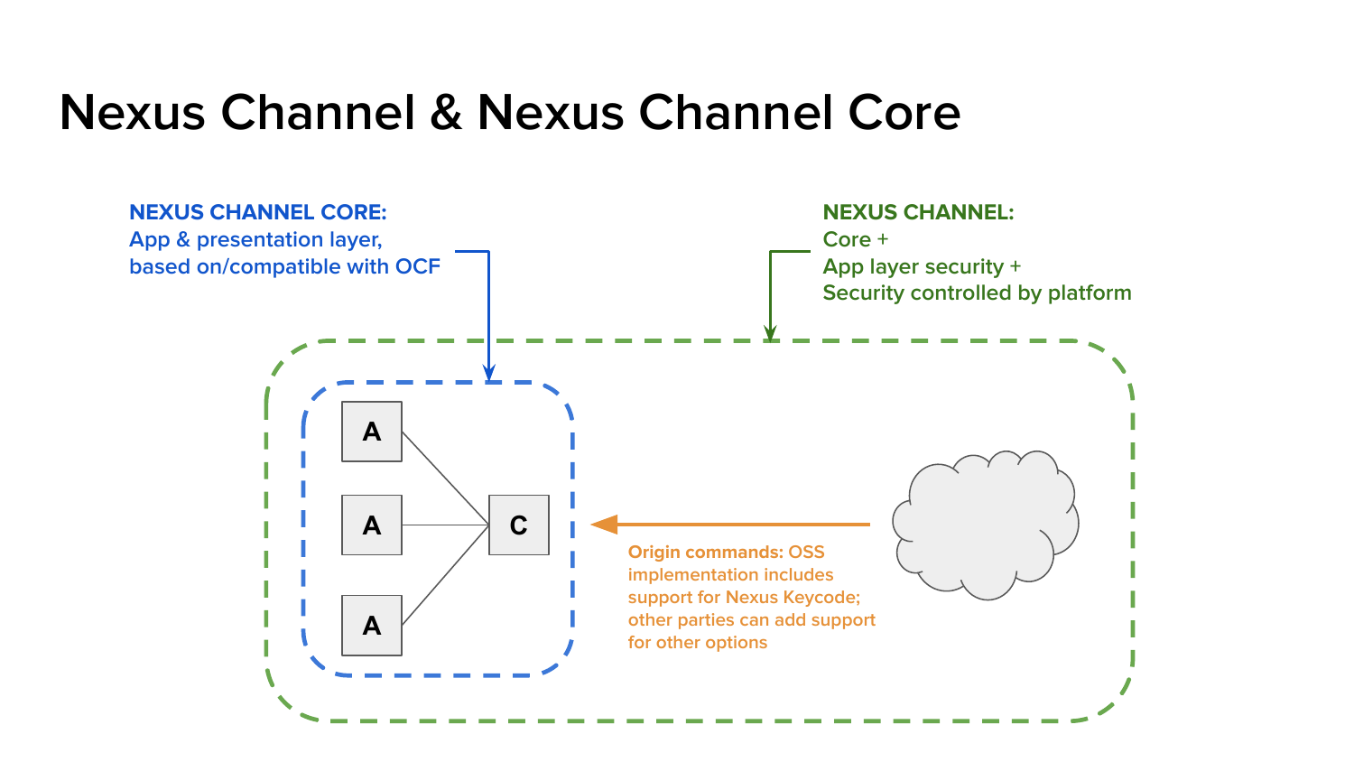# Nexus Channel & Nexus Channel Core

**NEXUS CHANNEL CORE:**
App & presentation layer, based on/compatible with OCF

**NEXUS CHANNEL:**
Core +
App layer security +
Security controlled by platform

A

A

A

C

**Origin commands:** OSS implementation includes support for Nexus Keycode; other parties can add support for other options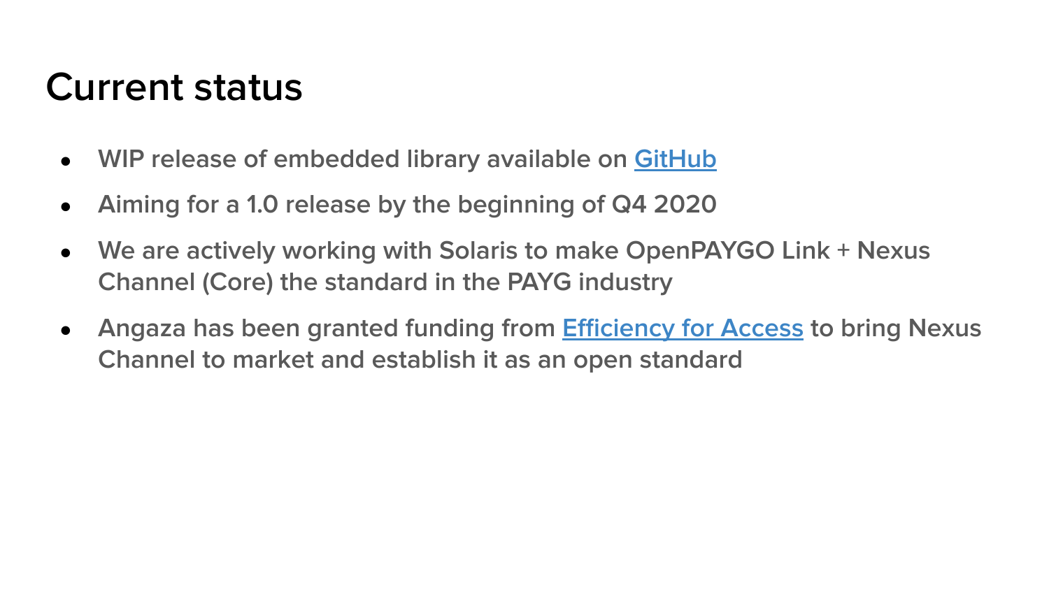# Current status

- WIP release of embedded library available on GitHub
- Aiming for a 1.0 release by the beginning of Q4 2020
- We are actively working with Solaris to make OpenPAYGO Link + Nexus Channel (Core) the standard in the PAYG industry
- Angaza has been granted funding from Efficiency for Access to bring Nexus Channel to market and establish it as an open standard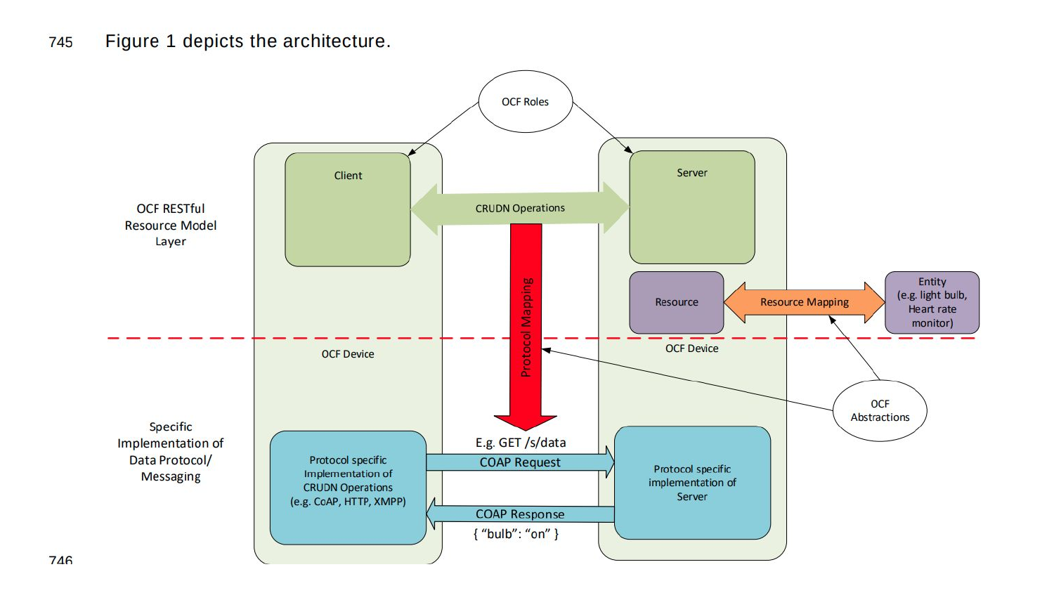Figure 1 depicts the architecture.

OCF Roles

Client

Server

OCF RESTful
Resource Model
Layer

CRUDN Operations

Protocol Mapping

Resource

Resource Mapping

Entity
(e.g. light bulb,
Heart rate
monitor)

OCF Device

OCF Device

OCF
Abstractions

Specific
Implementation of
Data Protocol/
Messaging

Protocol specific
Implementation of
CRUDN Operations
(e.g. CoAP, HTTP, XMPP)

E.g. GET /s/data

COAP Request

COAP Response

{ "bulb": "on" }

Protocol specific
implementation of
Server